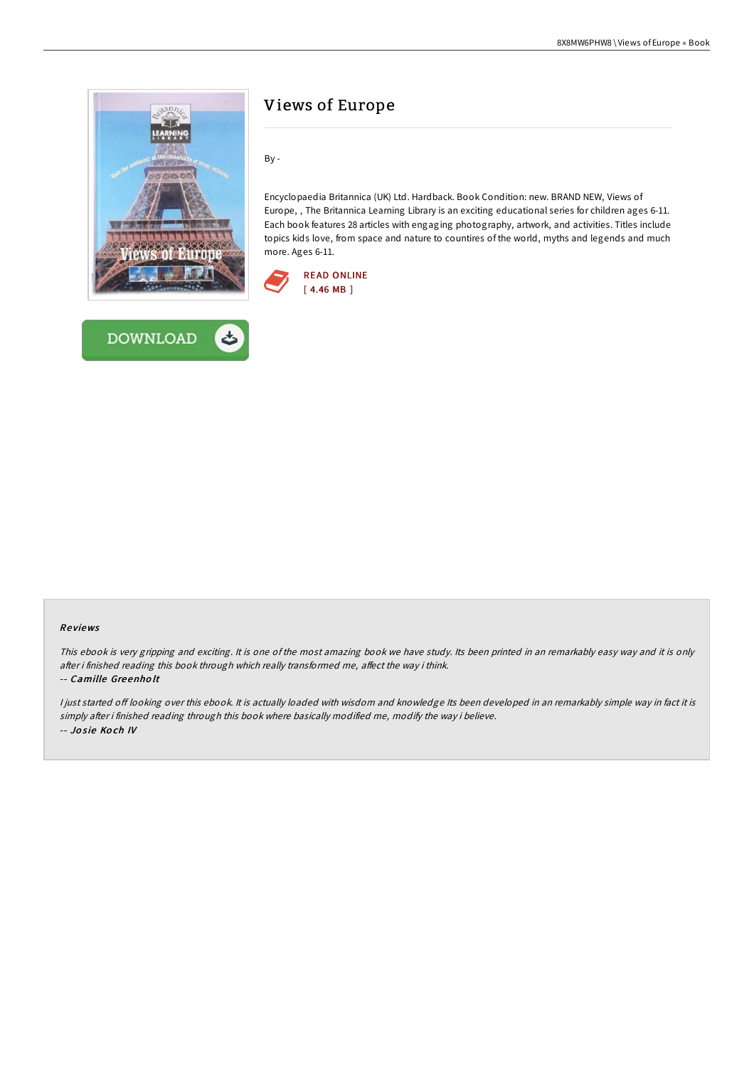# Views of Europe

By -

Encyclopaedia Britannica (UK) Ltd. Hardback. Book Condition: new. BRAND NEW, Views of Europe, , The Britannica Learning Library is an exciting educational series for children ages 6-11. Each book features 28 articles with engaging photography, artwork, and activities. Titles include topics kids love, from space and nature to countires of the world, myths and legends and much more. Ages 6-11.

READ ONLINE
[ 4.46 MB ]

DOWNLOAD

## Reviews

*This ebook is very gripping and exciting. It is one of the most amazing book we have study. Its been printed in an remarkably easy way and it is only after i finished reading this book through which really transformed me, affect the way i think.*

-- *Camille Greenholt*

*I just started off looking over this ebook. It is actually loaded with wisdom and knowledge Its been developed in an remarkably simple way in fact it is simply after i finished reading through this book where basically modified me, modify the way i believe.*

-- *Josie Koch IV*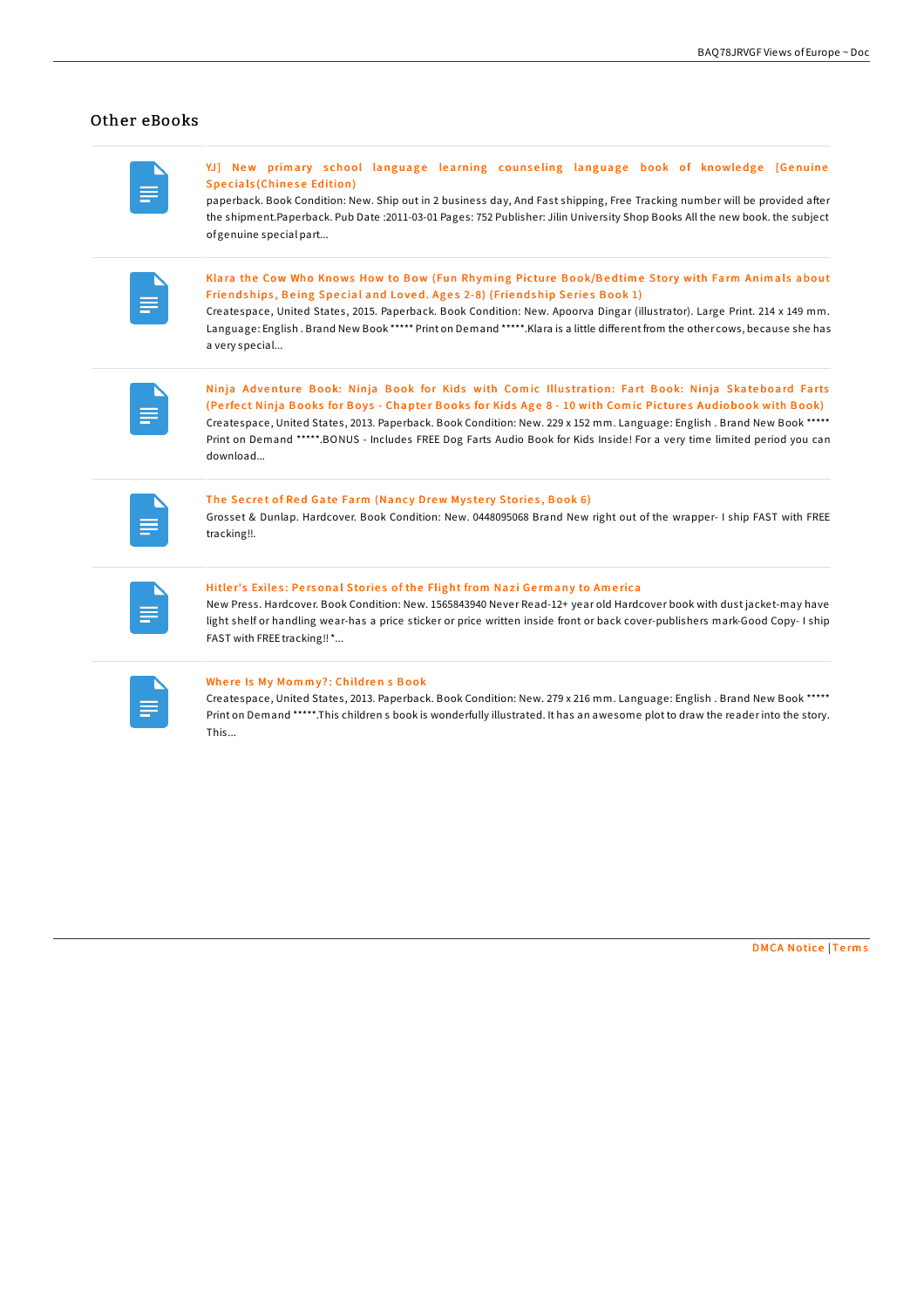## Other eBooks

**YJ] New primary school language learning counseling language book of knowledge [Genuine Specials(Chinese Edition)**

paperback. Book Condition: New. Ship out in 2 business day, And Fast shipping, Free Tracking number will be provided after the shipment.Paperback. Pub Date :2011-03-01 Pages: 752 Publisher: Jilin University Shop Books All the new book. the subject of genuine special part...

**Klara the Cow Who Knows How to Bow (Fun Rhyming Picture Book/Bedtime Story with Farm Animals about Friendships, Being Special and Loved. Ages 2-8) (Friendship Series Book 1)**

Createspace, United States, 2015. Paperback. Book Condition: New. Apoorva Dingar (illustrator). Large Print. 214 x 149 mm. Language: English . Brand New Book ***** Print on Demand *****.Klara is a little different from the other cows, because she has a very special...

**Ninja Adventure Book: Ninja Book for Kids with Comic Illustration: Fart Book: Ninja Skateboard Farts (Perfect Ninja Books for Boys - Chapter Books for Kids Age 8 - 10 with Comic Pictures Audiobook with Book)**

Createspace, United States, 2013. Paperback. Book Condition: New. 229 x 152 mm. Language: English . Brand New Book ***** Print on Demand *****.BONUS - Includes FREE Dog Farts Audio Book for Kids Inside! For a very time limited period you can download...

**The Secret of Red Gate Farm (Nancy Drew Mystery Stories, Book 6)**

Grosset & Dunlap. Hardcover. Book Condition: New. 0448095068 Brand New right out of the wrapper- I ship FAST with FREE tracking!!.

**Hitler's Exiles: Personal Stories of the Flight from Nazi Germany to America**

New Press. Hardcover. Book Condition: New. 1565843940 Never Read-12+ year old Hardcover book with dust jacket-may have light shelf or handling wear-has a price sticker or price written inside front or back cover-publishers mark-Good Copy- I ship FAST with FREE tracking!! *...

**Where Is My Mommy?: Children s Book**

Createspace, United States, 2013. Paperback. Book Condition: New. 279 x 216 mm. Language: English . Brand New Book ***** Print on Demand *****.This children s book is wonderfully illustrated. It has an awesome plot to draw the reader into the story. This...